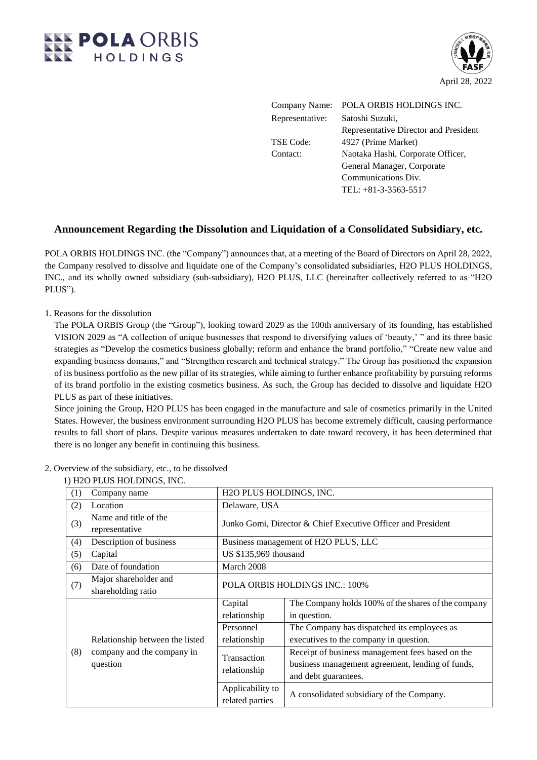April 28, 2022

Company Name: POLA ORBIS HOLDINGS INC.
Representative: Satoshi Suzuki, Representative Director and President
TSE Code: 4927 (Prime Market)
Contact: Naotaka Hashi, Corporate Officer, General Manager, Corporate Communications Div.
TEL: +81-3-3563-5517

## Announcement Regarding the Dissolution and Liquidation of a Consolidated Subsidiary, etc.

POLA ORBIS HOLDINGS INC. (the "Company") announces that, at a meeting of the Board of Directors on April 28, 2022, the Company resolved to dissolve and liquidate one of the Company's consolidated subsidiaries, H2O PLUS HOLDINGS, INC., and its wholly owned subsidiary (sub-subsidiary), H2O PLUS, LLC (hereinafter collectively referred to as "H2O PLUS").

1. Reasons for the dissolution

The POLA ORBIS Group (the "Group"), looking toward 2029 as the 100th anniversary of its founding, has established VISION 2029 as "A collection of unique businesses that respond to diversifying values of 'beauty,' " and its three basic strategies as "Develop the cosmetics business globally; reform and enhance the brand portfolio," "Create new value and expanding business domains," and "Strengthen research and technical strategy." The Group has positioned the expansion of its business portfolio as the new pillar of its strategies, while aiming to further enhance profitability by pursuing reforms of its brand portfolio in the existing cosmetics business. As such, the Group has decided to dissolve and liquidate H2O PLUS as part of these initiatives.

Since joining the Group, H2O PLUS has been engaged in the manufacture and sale of cosmetics primarily in the United States. However, the business environment surrounding H2O PLUS has become extremely difficult, causing performance results to fall short of plans. Despite various measures undertaken to date toward recovery, it has been determined that there is no longer any benefit in continuing this business.

2. Overview of the subsidiary, etc., to be dissolved

1) H2O PLUS HOLDINGS, INC.

| | | | |
|---|---|---|---|
| (1) | Company name | H2O PLUS HOLDINGS, INC. | |
| (2) | Location | Delaware, USA | |
| (3) | Name and title of the representative | Junko Gomi, Director & Chief Executive Officer and President | |
| (4) | Description of business | Business management of H2O PLUS, LLC | |
| (5) | Capital | US $135,969 thousand | |
| (6) | Date of foundation | March 2008 | |
| (7) | Major shareholder and shareholding ratio | POLA ORBIS HOLDINGS INC.: 100% | |
| (8) | Relationship between the listed company and the company in question | Capital relationship | The Company holds 100% of the shares of the company in question. |
| | | Personnel relationship | The Company has dispatched its employees as executives to the company in question. |
| | | Transaction relationship | Receipt of business management fees based on the business management agreement, lending of funds, and debt guarantees. |
| | | Applicability to related parties | A consolidated subsidiary of the Company. |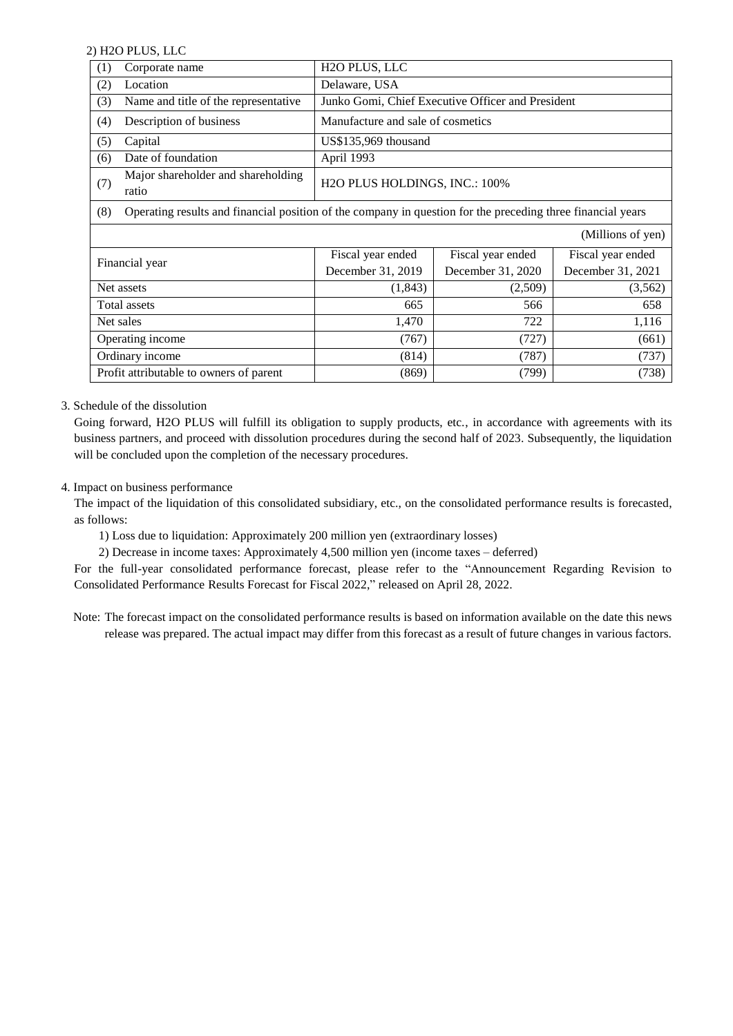2) H2O PLUS, LLC

| | | | | |
|---|---|---|---|---|
| (1) | Corporate name | H2O PLUS, LLC | | |
| (2) | Location | Delaware, USA | | |
| (3) | Name and title of the representative | Junko Gomi, Chief Executive Officer and President | | |
| (4) | Description of business | Manufacture and sale of cosmetics | | |
| (5) | Capital | US$135,969 thousand | | |
| (6) | Date of foundation | April 1993 | | |
| (7) | Major shareholder and shareholding ratio | H2O PLUS HOLDINGS, INC.: 100% | | |
| (8) | Operating results and financial position of the company in question for the preceding three financial years | | | |
| | | | | (Millions of yen) |
| Financial year | | Fiscal year ended December 31, 2019 | Fiscal year ended December 31, 2020 | Fiscal year ended December 31, 2021 |
| Net assets | | (1,843) | (2,509) | (3,562) |
| Total assets | | 665 | 566 | 658 |
| Net sales | | 1,470 | 722 | 1,116 |
| Operating income | | (767) | (727) | (661) |
| Ordinary income | | (814) | (787) | (737) |
| Profit attributable to owners of parent | | (869) | (799) | (738) |

3. Schedule of the dissolution

Going forward, H2O PLUS will fulfill its obligation to supply products, etc., in accordance with agreements with its business partners, and proceed with dissolution procedures during the second half of 2023. Subsequently, the liquidation will be concluded upon the completion of the necessary procedures.

4. Impact on business performance

The impact of the liquidation of this consolidated subsidiary, etc., on the consolidated performance results is forecasted, as follows:

1) Loss due to liquidation: Approximately 200 million yen (extraordinary losses)

2) Decrease in income taxes: Approximately 4,500 million yen (income taxes – deferred)

For the full-year consolidated performance forecast, please refer to the "Announcement Regarding Revision to Consolidated Performance Results Forecast for Fiscal 2022," released on April 28, 2022.

Note: The forecast impact on the consolidated performance results is based on information available on the date this news release was prepared. The actual impact may differ from this forecast as a result of future changes in various factors.